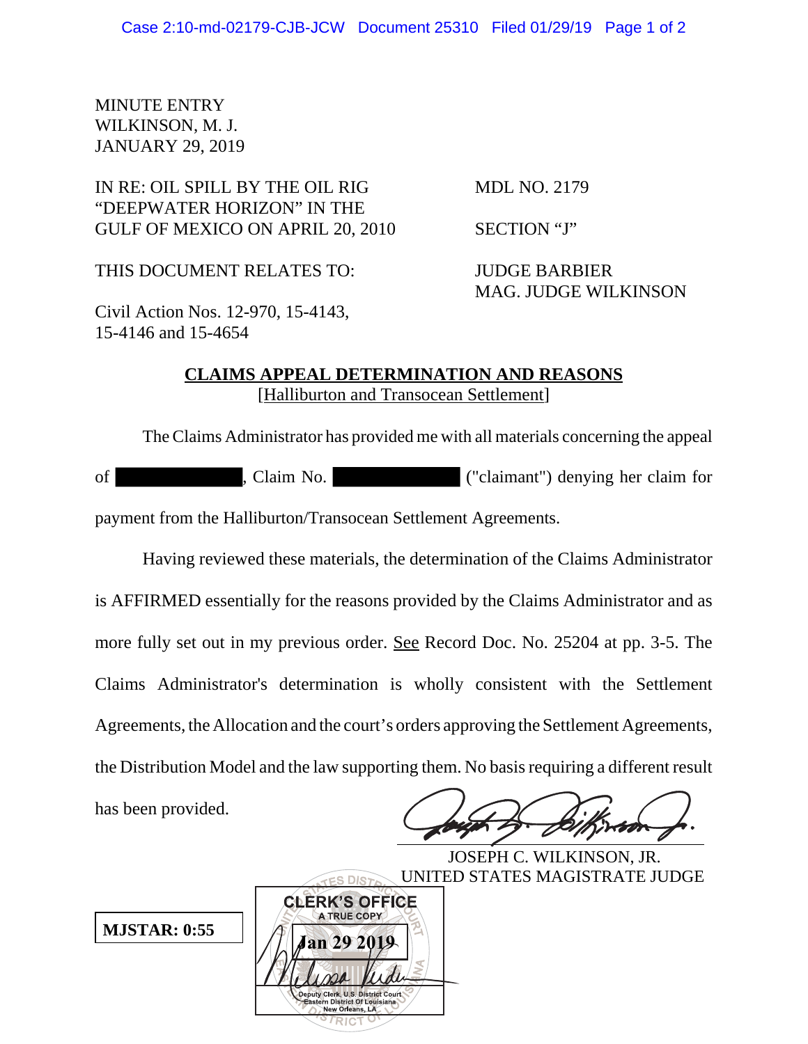MINUTE ENTRY
WILKINSON, M. J.
JANUARY 29, 2019

| | |
|---|---|
| IN RE: OIL SPILL BY THE OIL RIG "DEEPWATER HORIZON" IN THE GULF OF MEXICO ON APRIL 20, 2010 | MDL NO. 2179 |
| | SECTION "J" |
| THIS DOCUMENT RELATES TO: | JUDGE BARBIER<br>MAG. JUDGE WILKINSON |
| Civil Action Nos. 12-970, 15-4143, 15-4146 and 15-4654 | |

## CLAIMS APPEAL DETERMINATION AND REASONS
[Halliburton and Transocean Settlement]

The Claims Administrator has provided me with all materials concerning the appeal of ██████████, Claim No. ██████████ ("claimant") denying her claim for payment from the Halliburton/Transocean Settlement Agreements.

Having reviewed these materials, the determination of the Claims Administrator is AFFIRMED essentially for the reasons provided by the Claims Administrator and as more fully set out in my previous order. See Record Doc. No. 25204 at pp. 3-5. The Claims Administrator's determination is wholly consistent with the Settlement Agreements, the Allocation and the court's orders approving the Settlement Agreements, the Distribution Model and the law supporting them. No basis requiring a different result has been provided.

JOSEPH C. WILKINSON, JR.
UNITED STATES MAGISTRATE JUDGE

**MJSTAR: 0:55**

CLERK'S OFFICE
A TRUE COPY
Jan 29 2019
Deputy Clerk, U.S. District Court
Eastern District Of Louisiana
New Orleans, LA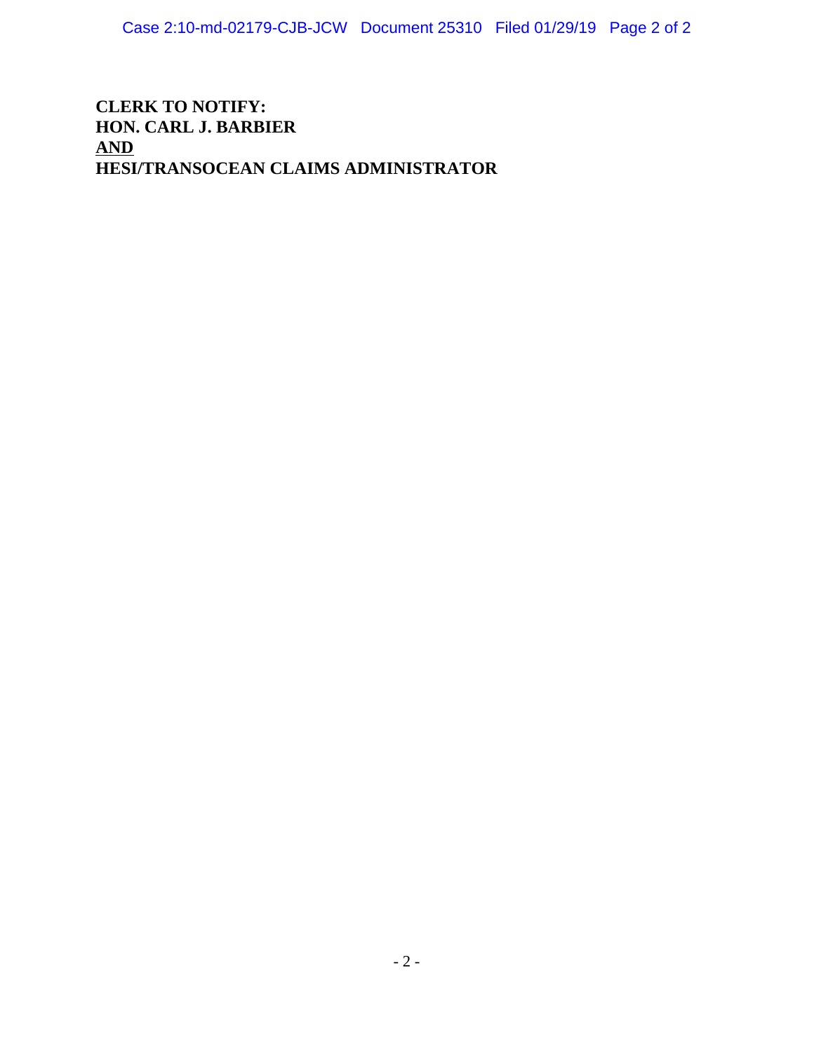**CLERK TO NOTIFY:**
**HON. CARL J. BARBIER**
**<u>AND</u>**
**HESI/TRANSOCEAN CLAIMS ADMINISTRATOR**